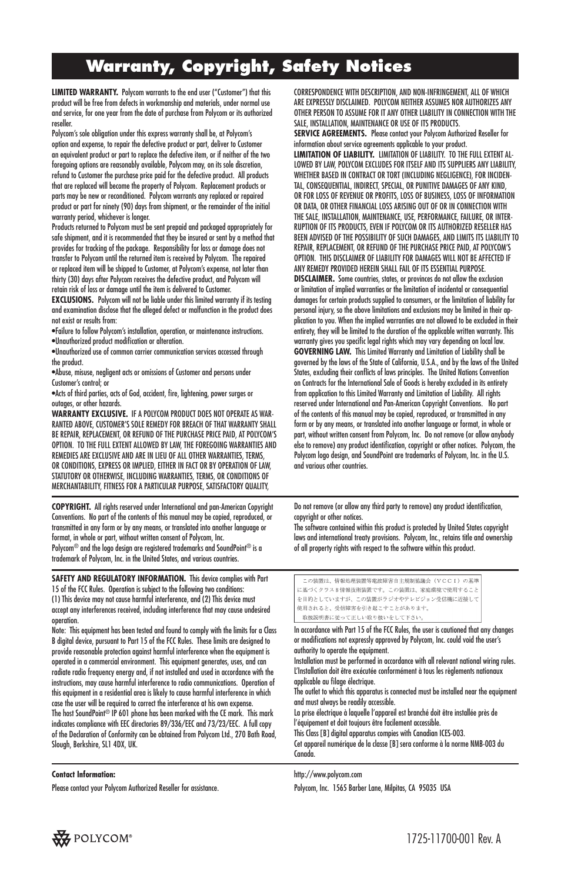# Warranty, Copyright, Safety Notices

**LIMITED WARRANTY.** Polycom warrants to the end user ("Customer") that this product will be free from defects in workmanship and materials, under normal use and service, for one year from the date of purchase from Polycom or its authorized reseller.

Polycom's sole obligation under this express warranty shall be, at Polycom's option and expense, to repair the defective product or part, deliver to Customer an equivalent product or part to replace the defective item, or if neither of the two foregoing options are reasonably available, Polycom may, on its sole discretion, refund to Customer the purchase price paid for the defective product. All products that are replaced will become the property of Polycom. Replacement products or parts may be new or reconditioned. Polycom warrants any replaced or repaired product or part for ninety (90) days from shipment, or the remainder of the initial warranty period, whichever is longer.

Products returned to Polycom must be sent prepaid and packaged appropriately for safe shipment, and it is recommended that they be insured or sent by a method that provides for tracking of the package. Responsibility for loss or damage does not transfer to Polycom until the returned item is received by Polycom. The repaired or replaced item will be shipped to Customer, at Polycom's expense, not later than thirty (30) days after Polycom receives the defective product, and Polycom will retain risk of loss or damage until the item is delivered to Customer.

**EXCLUSIONS.** Polycom will not be liable under this limited warranty if its testing and examination disclose that the alleged defect or malfunction in the product does not exist or results from:

- Failure to follow Polycom's installation, operation, or maintenance instructions.
- Unauthorized product modification or alteration.
- Unauthorized use of common carrier communication services accessed through the product.
- Abuse, misuse, negligent acts or omissions of Customer and persons under Customer's control; or
- Acts of third parties, acts of God, accident, fire, lightening, power surges or outages, or other hazards.

**WARRANTY EXCLUSIVE.** IF A POLYCOM PRODUCT DOES NOT OPERATE AS WARRANTED ABOVE, CUSTOMER'S SOLE REMEDY FOR BREACH OF THAT WARRANTY SHALL BE REPAIR, REPLACEMENT, OR REFUND OF THE PURCHASE PRICE PAID, AT POLYCOM'S OPTION. TO THE FULL EXTENT ALLOWED BY LAW, THE FOREGOING WARRANTIES AND REMEDIES ARE EXCLUSIVE AND ARE IN LIEU OF ALL OTHER WARRANTIES, TERMS, OR CONDITIONS, EXPRESS OR IMPLIED, EITHER IN FACT OR BY OPERATION OF LAW, STATUTORY OR OTHERWISE, INCLUDING WARRANTIES, TERMS, OR CONDITIONS OF MERCHANTABILITY, FITNESS FOR A PARTICULAR PURPOSE, SATISFACTORY QUALITY, CORRESPONDENCE WITH DESCRIPTION, AND NON-INFRINGEMENT, ALL OF WHICH ARE EXPRESSLY DISCLAIMED. POLYCOM NEITHER ASSUMES NOR AUTHORIZES ANY OTHER PERSON TO ASSUME FOR IT ANY OTHER LIABILITY IN CONNECTION WITH THE SALE, INSTALLATION, MAINTENANCE OR USE OF ITS PRODUCTS.

**SERVICE AGREEMENTS.** Please contact your Polycom Authorized Reseller for information about service agreements applicable to your product.

**LIMITATION OF LIABILITY.** LIMITATION OF LIABILITY. TO THE FULL EXTENT ALLOWED BY LAW, POLYCOM EXCLUDES FOR ITSELF AND ITS SUPPLIERS ANY LIABILITY, WHETHER BASED IN CONTRACT OR TORT (INCLUDING NEGLIGENCE), FOR INCIDENTAL, CONSEQUENTIAL, INDIRECT, SPECIAL, OR PUNITIVE DAMAGES OF ANY KIND, OR FOR LOSS OF REVENUE OR PROFITS, LOSS OF BUSINESS, LOSS OF INFORMATION OR DATA, OR OTHER FINANCIAL LOSS ARISING OUT OF OR IN CONNECTION WITH THE SALE, INSTALLATION, MAINTENANCE, USE, PERFORMANCE, FAILURE, OR INTERRUPTION OF ITS PRODUCTS, EVEN IF POLYCOM OR ITS AUTHORIZED RESELLER HAS BEEN ADVISED OF THE POSSIBILITY OF SUCH DAMAGES, AND LIMITS ITS LIABILITY TO REPAIR, REPLACEMENT, OR REFUND OF THE PURCHASE PRICE PAID, AT POLYCOM'S OPTION. THIS DISCLAIMER OF LIABILITY FOR DAMAGES WILL NOT BE AFFECTED IF ANY REMEDY PROVIDED HEREIN SHALL FAIL OF ITS ESSENTIAL PURPOSE.

**DISCLAIMER.** Some countries, states, or provinces do not allow the exclusion or limitation of implied warranties or the limitation of incidental or consequential damages for certain products supplied to consumers, or the limitation of liability for personal injury, so the above limitations and exclusions may be limited in their application to you. When the implied warranties are not allowed to be excluded in their entirety, they will be limited to the duration of the applicable written warranty. This warranty gives you specific legal rights which may vary depending on local law.

**GOVERNING LAW.** This Limited Warranty and Limitation of Liability shall be governed by the laws of the State of California, U.S.A., and by the laws of the United States, excluding their conflicts of laws principles. The United Nations Convention on Contracts for the International Sale of Goods is hereby excluded in its entirety from application to this Limited Warranty and Limitation of Liability. All rights reserved under International and Pan-American Copyright Conventions. No part of the contents of this manual may be copied, reproduced, or transmitted in any form or by any means, or translated into another language or format, in whole or part, without written consent from Polycom, Inc. Do not remove (or allow anybody else to remove) any product identification, copyright or other notices. Polycom, the Polycom logo design, and SoundPoint are trademarks of Polycom, Inc. in the U.S. and various other countries.

**COPYRIGHT.** All rights reserved under International and pan-American Copyright Conventions. No part of the contents of this manual may be copied, reproduced, or transmitted in any form or by any means, or translated into another language or format, in whole or part, without written consent of Polycom, Inc.

Polycom® and the logo design are registered trademarks and SoundPoint® is a trademark of Polycom, Inc. in the United States, and various countries.

Do not remove (or allow any third party to remove) any product identification, copyright or other notices.

The software contained within this product is protected by United States copyright laws and international treaty provisions. Polycom, Inc., retains title and ownership of all property rights with respect to the software within this product.

**SAFETY AND REGULATORY INFORMATION.** This device complies with Part 15 of the FCC Rules. Operation is subject to the following two conditions: (1) This device may not cause harmful interference, and (2) This device must accept any interferences received, including interference that may cause undesired operation.

Note: This equipment has been tested and found to comply with the limits for a Class B digital device, pursuant to Part 15 of the FCC Rules. These limits are designed to provide reasonable protection against harmful interference when the equipment is operated in a commercial environment. This equipment generates, uses, and can radiate radio frequency energy and, if not installed and used in accordance with the instructions, may cause harmful interference to radio communications. Operation of this equipment in a residential area is likely to cause harmful interference in which case the user will be required to correct the interference at his own expense.

The host SoundPoint® IP 601 phone has been marked with the CE mark. This mark indicates compliance with EEC directories 89/336/EEC and 73/23/EEC. A full copy of the Declaration of Conformity can be obtained from Polycom Ltd., 270 Bath Road, Slough, Berkshire, SL1 4DX, UK.

この装置は、情報処理装置等電波障害自主規制協議会（ＶＣＣＩ）の基準に基づくクラスＢ情報技術装置です。この装置は、家庭環境で使用することを目的としていますが、この装置がラジオやテレビジョン受信機に近接して使用されると、受信障害を引き起こすことがあります。
取扱説明書に従って正しい取り扱いをして下さい。

In accordance with Part 15 of the FCC Rules, the user is cautioned that any changes or modifications not expressly approved by Polycom, Inc. could void the user's authority to operate the equipment.

Installation must be performed in accordance with all relevant national wiring rules.

L'Installation doit être exécutée conformément à tous les règlements nationaux applicable au filage électrique.

The outlet to which this apparatus is connected must be installed near the equipment and must always be readily accessible.

La prise électrique à laquelle l'appareil est branché doit être installée près de l'équipement et doit toujours être facilement accessible.

This Class [B] digital apparatus compies with Canadian ICES-003.

Cet appareil numérique de la classe [B] sera conforme à la norme NMB-003 du Canada.

**Contact Information:**

Please contact your Polycom Authorized Reseller for assistance.

http://www.polycom.com

Polycom, Inc. 1565 Barber Lane, Milpitas, CA 95035 USA

POLYCOM®

1725-11700-001 Rev. A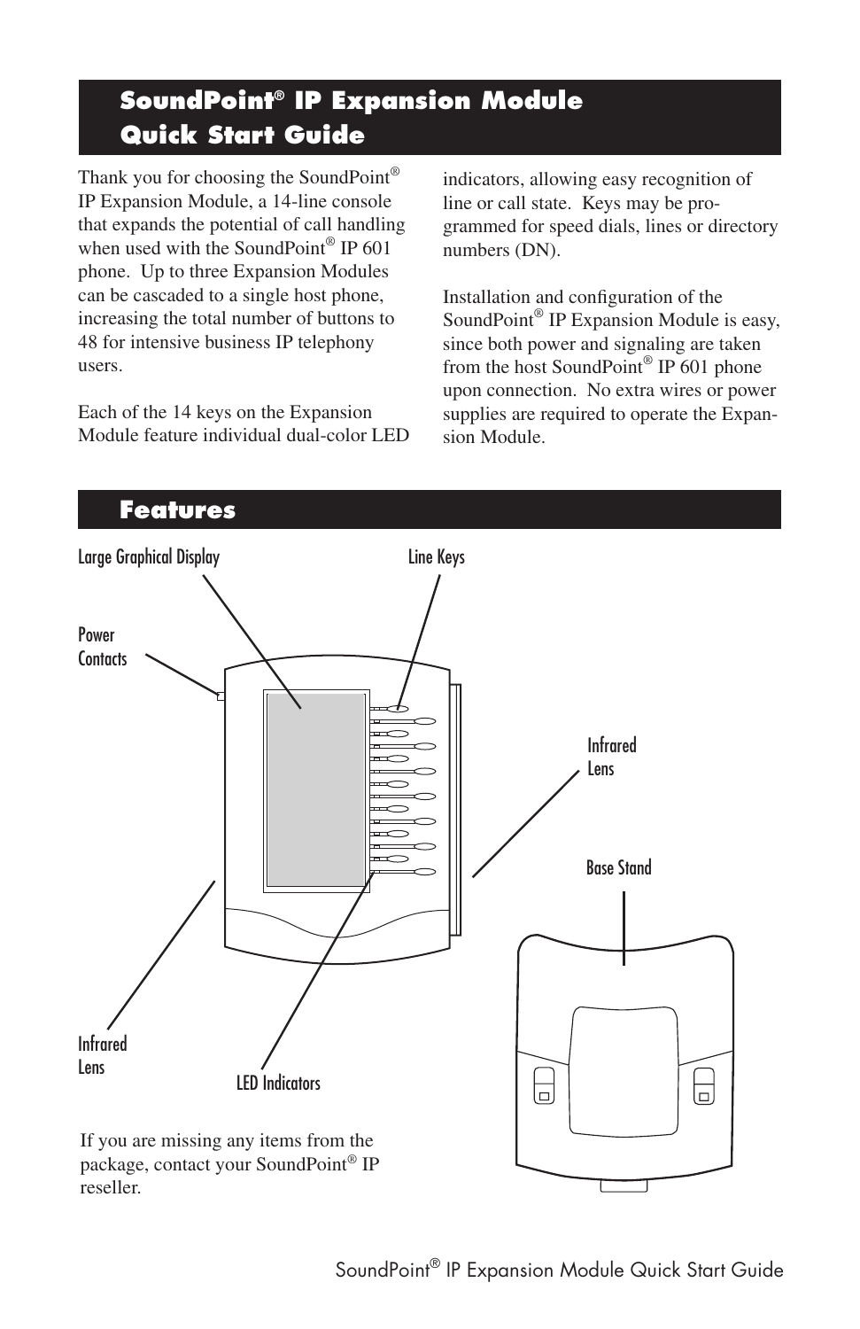## SoundPoint® IP Expansion Module Quick Start Guide

Thank you for choosing the SoundPoint® IP Expansion Module, a 14-line console that expands the potential of call handling when used with the SoundPoint® IP 601 phone. Up to three Expansion Modules can be cascaded to a single host phone, increasing the total number of buttons to 48 for intensive business IP telephony users.

Each of the 14 keys on the Expansion Module feature individual dual-color LED indicators, allowing easy recognition of line or call state. Keys may be programmed for speed dials, lines or directory numbers (DN).

Installation and configuration of the SoundPoint® IP Expansion Module is easy, since both power and signaling are taken from the host SoundPoint® IP 601 phone upon connection. No extra wires or power supplies are required to operate the Expansion Module.

## Features

Large Graphical Display

Line Keys

Power Contacts

Infrared Lens

Base Stand

Infrared Lens

LED Indicators

If you are missing any items from the package, contact your SoundPoint® IP reseller.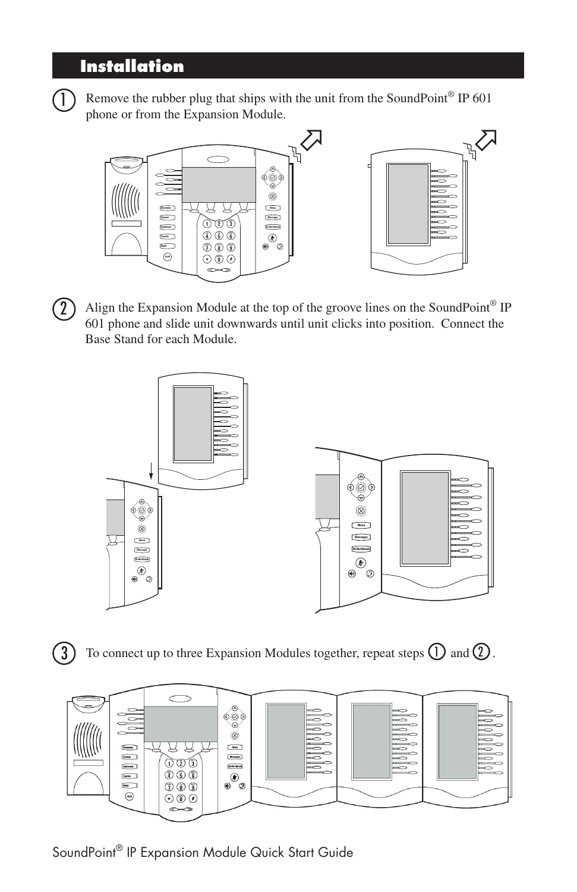# Installation

1. Remove the rubber plug that ships with the unit from the SoundPoint® IP 601 phone or from the Expansion Module.

2. Align the Expansion Module at the top of the groove lines on the SoundPoint® IP 601 phone and slide unit downwards until unit clicks into position. Connect the Base Stand for each Module.

3. To connect up to three Expansion Modules together, repeat steps 1 and 2.

SoundPoint® IP Expansion Module Quick Start Guide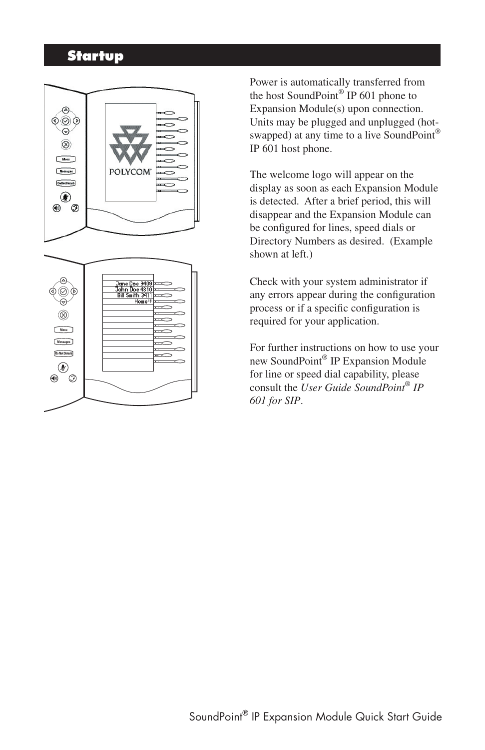## Startup

Power is automatically transferred from the host SoundPoint® IP 601 phone to Expansion Module(s) upon connection. Units may be plugged and unplugged (hot-swapped) at any time to a live SoundPoint® IP 601 host phone.

The welcome logo will appear on the display as soon as each Expansion Module is detected. After a brief period, this will disappear and the Expansion Module can be configured for lines, speed dials or Directory Numbers as desired. (Example shown at left.)

Check with your system administrator if any errors appear during the configuration process or if a specific configuration is required for your application.

For further instructions on how to use your new SoundPoint® IP Expansion Module for line or speed dial capability, please consult the *User Guide SoundPoint® IP 601 for SIP*.